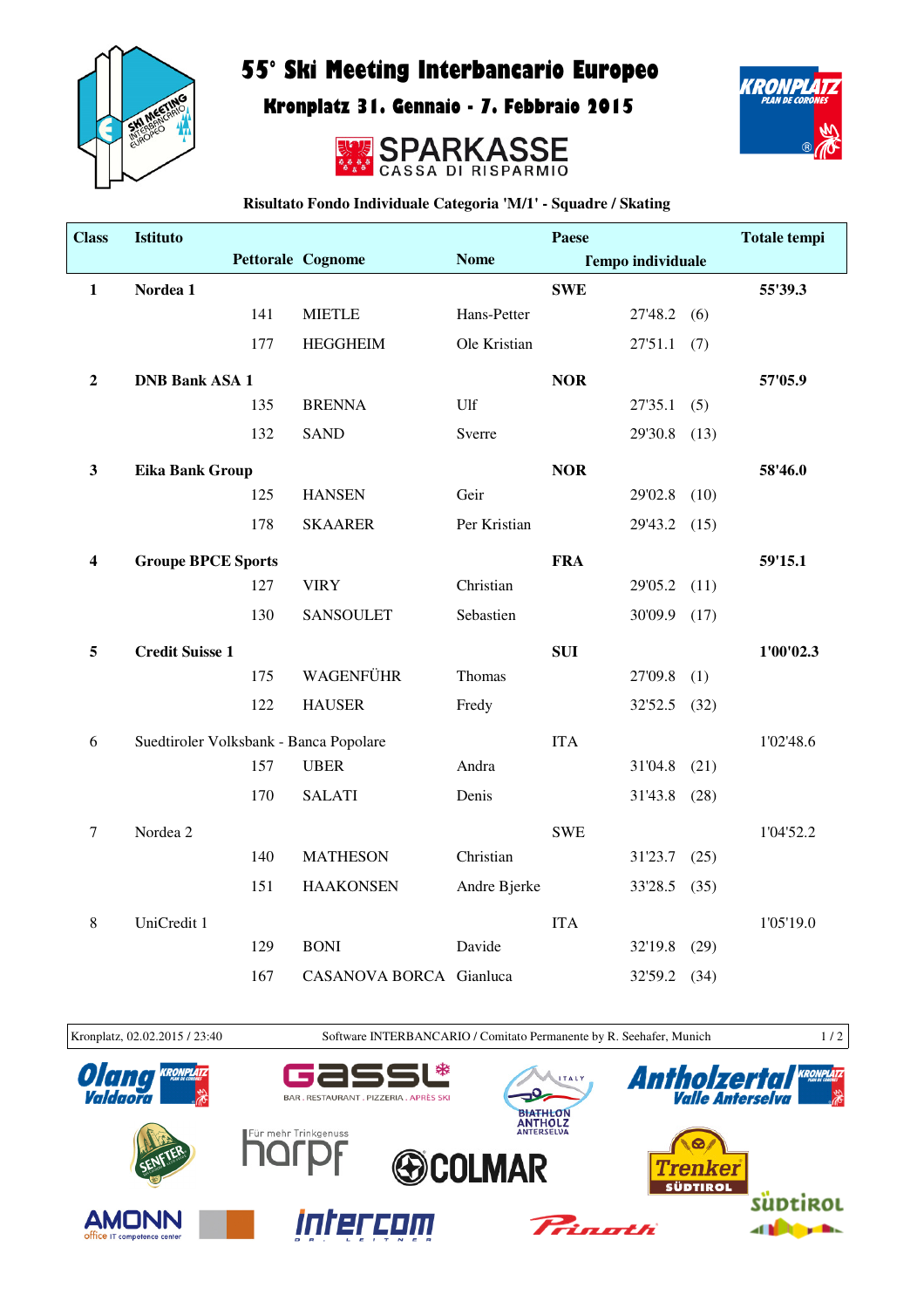# 55° Ski Meeting Interbancario Europeo

## Kronplatz 31. Gennaio - 7. Febbraio 2015

SPARKASSE CASSA DI RISPARMIO

### Risultato Fondo Individuale Categoria 'M/1' - Squadre / Skating

| Class | Istituto | Pettorale | Cognome | Nome | Paese | Tempo individuale | | Totale tempi |
|---|---|---|---|---|---|---|---|---|
| **1** | **Nordea 1** | | | | **SWE** | | | **55'39.3** |
| | | 141 | MIETLE | Hans-Petter | | 27'48.2 | (6) | |
| | | 177 | HEGGHEIM | Ole Kristian | | 27'51.1 | (7) | |
| **2** | **DNB Bank ASA 1** | | | | **NOR** | | | **57'05.9** |
| | | 135 | BRENNA | Ulf | | 27'35.1 | (5) | |
| | | 132 | SAND | Sverre | | 29'30.8 | (13) | |
| **3** | **Eika Bank Group** | | | | **NOR** | | | **58'46.0** |
| | | 125 | HANSEN | Geir | | 29'02.8 | (10) | |
| | | 178 | SKAARER | Per Kristian | | 29'43.2 | (15) | |
| **4** | **Groupe BPCE Sports** | | | | **FRA** | | | **59'15.1** |
| | | 127 | VIRY | Christian | | 29'05.2 | (11) | |
| | | 130 | SANSOULET | Sebastien | | 30'09.9 | (17) | |
| **5** | **Credit Suisse 1** | | | | **SUI** | | | **1'00'02.3** |
| | | 175 | WAGENFÜHR | Thomas | | 27'09.8 | (1) | |
| | | 122 | HAUSER | Fredy | | 32'52.5 | (32) | |
| 6 | Suedtiroler Volksbank - Banca Popolare | | | | ITA | | | 1'02'48.6 |
| | | 157 | UBER | Andra | | 31'04.8 | (21) | |
| | | 170 | SALATI | Denis | | 31'43.8 | (28) | |
| 7 | Nordea 2 | | | | SWE | | | 1'04'52.2 |
| | | 140 | MATHESON | Christian | | 31'23.7 | (25) | |
| | | 151 | HAAKONSEN | Andre Bjerke | | 33'28.5 | (35) | |
| 8 | UniCredit 1 | | | | ITA | | | 1'05'19.0 |
| | | 129 | BONI | Davide | | 32'19.8 | (29) | |
| | | 167 | CASANOVA BORCA | Gianluca | | 32'59.2 | (34) | |

Kronplatz, 02.02.2015 / 23:40 — Software INTERBANCARIO / Comitato Permanente by R. Seehafer, Munich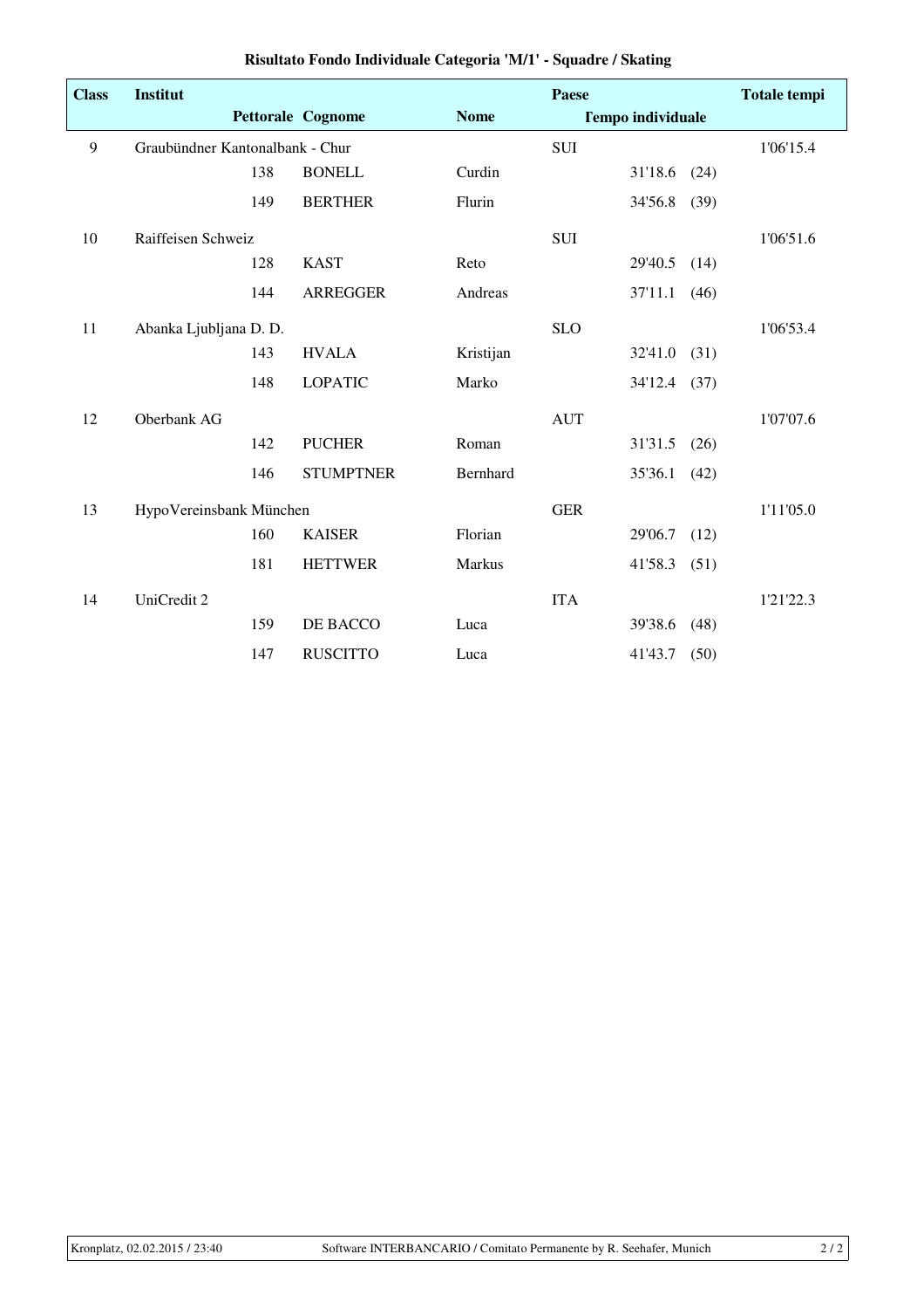**Risultato Fondo Individuale Categoria 'M/1' - Squadre / Skating**

| Class | Institut | | | | Paese | | | Totale tempi |
|---|---|---|---|---|---|---|---|---|
| | | Pettorale | Cognome | Nome | Tempo individuale | | | |
| 9 | Graubündner Kantonalbank - Chur | | | | SUI | | | 1'06'15.4 |
| | | 138 | BONELL | Curdin | | 31'18.6 | (24) | |
| | | 149 | BERTHER | Flurin | | 34'56.8 | (39) | |
| 10 | Raiffeisen Schweiz | | | | SUI | | | 1'06'51.6 |
| | | 128 | KAST | Reto | | 29'40.5 | (14) | |
| | | 144 | ARREGGER | Andreas | | 37'11.1 | (46) | |
| 11 | Abanka Ljubljana D. D. | | | | SLO | | | 1'06'53.4 |
| | | 143 | HVALA | Kristijan | | 32'41.0 | (31) | |
| | | 148 | LOPATIC | Marko | | 34'12.4 | (37) | |
| 12 | Oberbank AG | | | | AUT | | | 1'07'07.6 |
| | | 142 | PUCHER | Roman | | 31'31.5 | (26) | |
| | | 146 | STUMPTNER | Bernhard | | 35'36.1 | (42) | |
| 13 | HypoVereinsbank München | | | | GER | | | 1'11'05.0 |
| | | 160 | KAISER | Florian | | 29'06.7 | (12) | |
| | | 181 | HETTWER | Markus | | 41'58.3 | (51) | |
| 14 | UniCredit 2 | | | | ITA | | | 1'21'22.3 |
| | | 159 | DE BACCO | Luca | | 39'38.6 | (48) | |
| | | 147 | RUSCITTO | Luca | | 41'43.7 | (50) | |

Kronplatz, 02.02.2015 / 23:40 Software INTERBANCARIO / Comitato Permanente by R. Seehafer, Munich